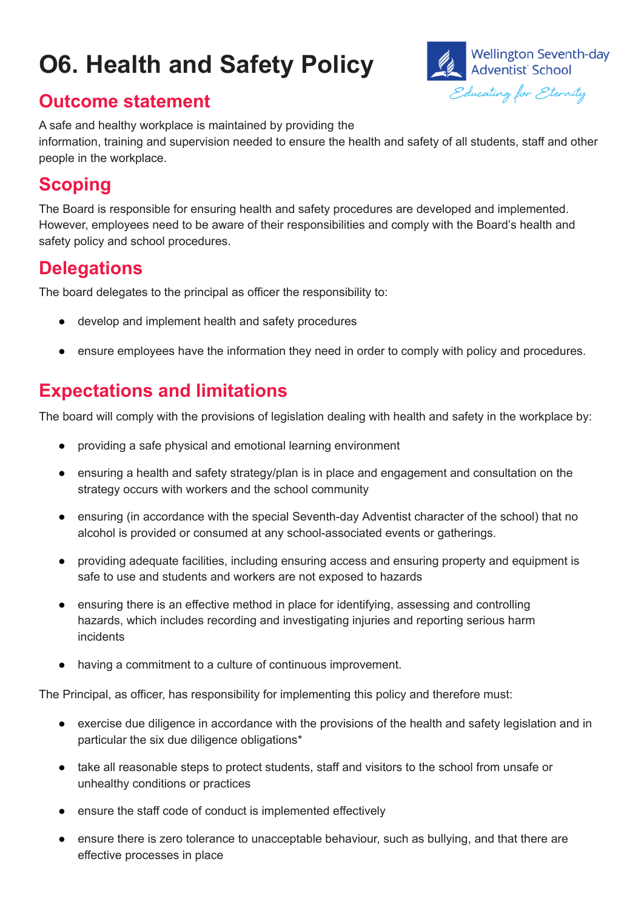# O6. Health and Safety Policy

## Outcome statement

A safe and healthy workplace is maintained by providing the information, training and supervision needed to ensure the health and safety of all students, staff and other people in the workplace.

## Scoping

The Board is responsible for ensuring health and safety procedures are developed and implemented. However, employees need to be aware of their responsibilities and comply with the Board's health and safety policy and school procedures.

## Delegations

The board delegates to the principal as officer the responsibility to:

- develop and implement health and safety procedures
- ensure employees have the information they need in order to comply with policy and procedures.

## Expectations and limitations

The board will comply with the provisions of legislation dealing with health and safety in the workplace by:

- providing a safe physical and emotional learning environment
- ensuring a health and safety strategy/plan is in place and engagement and consultation on the strategy occurs with workers and the school community
- ensuring (in accordance with the special Seventh-day Adventist character of the school) that no alcohol is provided or consumed at any school-associated events or gatherings.
- providing adequate facilities, including ensuring access and ensuring property and equipment is safe to use and students and workers are not exposed to hazards
- ensuring there is an effective method in place for identifying, assessing and controlling hazards, which includes recording and investigating injuries and reporting serious harm incidents
- having a commitment to a culture of continuous improvement.

The Principal, as officer, has responsibility for implementing this policy and therefore must:

- exercise due diligence in accordance with the provisions of the health and safety legislation and in particular the six due diligence obligations*
- take all reasonable steps to protect students, staff and visitors to the school from unsafe or unhealthy conditions or practices
- ensure the staff code of conduct is implemented effectively
- ensure there is zero tolerance to unacceptable behaviour, such as bullying, and that there are effective processes in place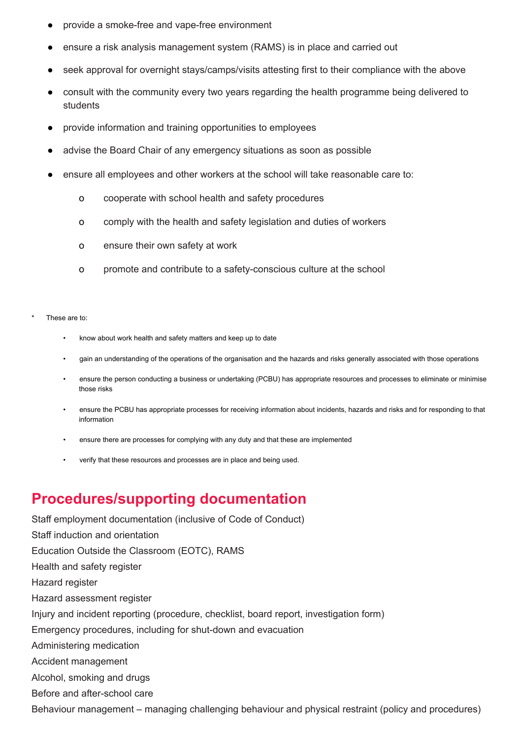- provide a smoke-free and vape-free environment
- ensure a risk analysis management system (RAMS) is in place and carried out
- seek approval for overnight stays/camps/visits attesting first to their compliance with the above
- consult with the community every two years regarding the health programme being delivered to students
- provide information and training opportunities to employees
- advise the Board Chair of any emergency situations as soon as possible
- ensure all employees and other workers at the school will take reasonable care to:
  - cooperate with school health and safety procedures
  - comply with the health and safety legislation and duties of workers
  - ensure their own safety at work
  - promote and contribute to a safety-conscious culture at the school

\* These are to:

- know about work health and safety matters and keep up to date
- gain an understanding of the operations of the organisation and the hazards and risks generally associated with those operations
- ensure the person conducting a business or undertaking (PCBU) has appropriate resources and processes to eliminate or minimise those risks
- ensure the PCBU has appropriate processes for receiving information about incidents, hazards and risks and for responding to that information
- ensure there are processes for complying with any duty and that these are implemented
- verify that these resources and processes are in place and being used.

## Procedures/supporting documentation

Staff employment documentation (inclusive of Code of Conduct)
Staff induction and orientation
Education Outside the Classroom (EOTC), RAMS
Health and safety register
Hazard register
Hazard assessment register
Injury and incident reporting (procedure, checklist, board report, investigation form)
Emergency procedures, including for shut-down and evacuation
Administering medication
Accident management
Alcohol, smoking and drugs
Before and after-school care
Behaviour management – managing challenging behaviour and physical restraint (policy and procedures)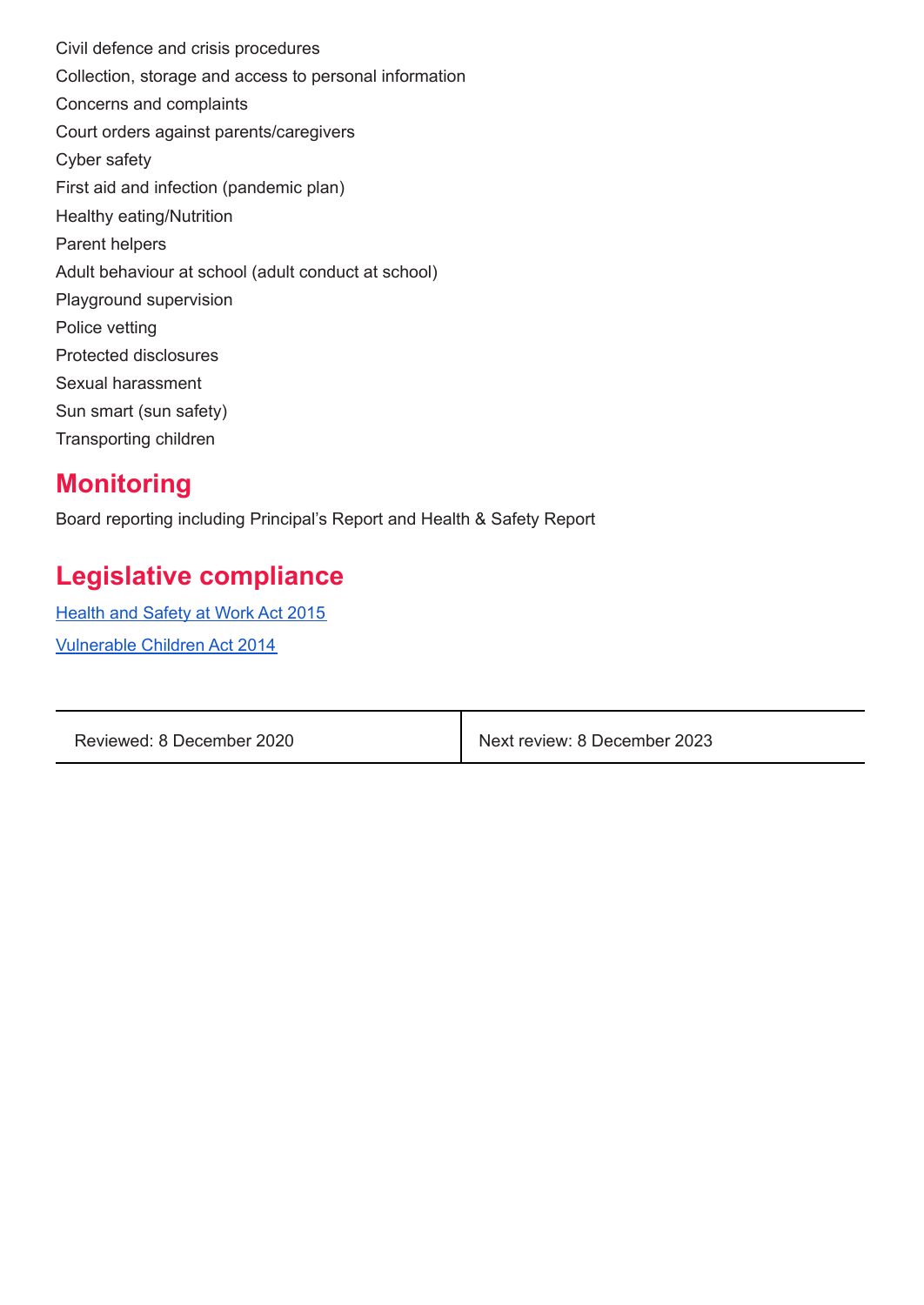Civil defence and crisis procedures

Collection, storage and access to personal information

Concerns and complaints

Court orders against parents/caregivers

Cyber safety

First aid and infection (pandemic plan)

Healthy eating/Nutrition

Parent helpers

Adult behaviour at school (adult conduct at school)

Playground supervision

Police vetting

Protected disclosures

Sexual harassment

Sun smart (sun safety)

Transporting children

## Monitoring

Board reporting including Principal's Report and Health & Safety Report

## Legislative compliance

Health and Safety at Work Act 2015

Vulnerable Children Act 2014

| | |
|---|---|
| Reviewed: 8 December 2020 | Next review: 8 December 2023 |